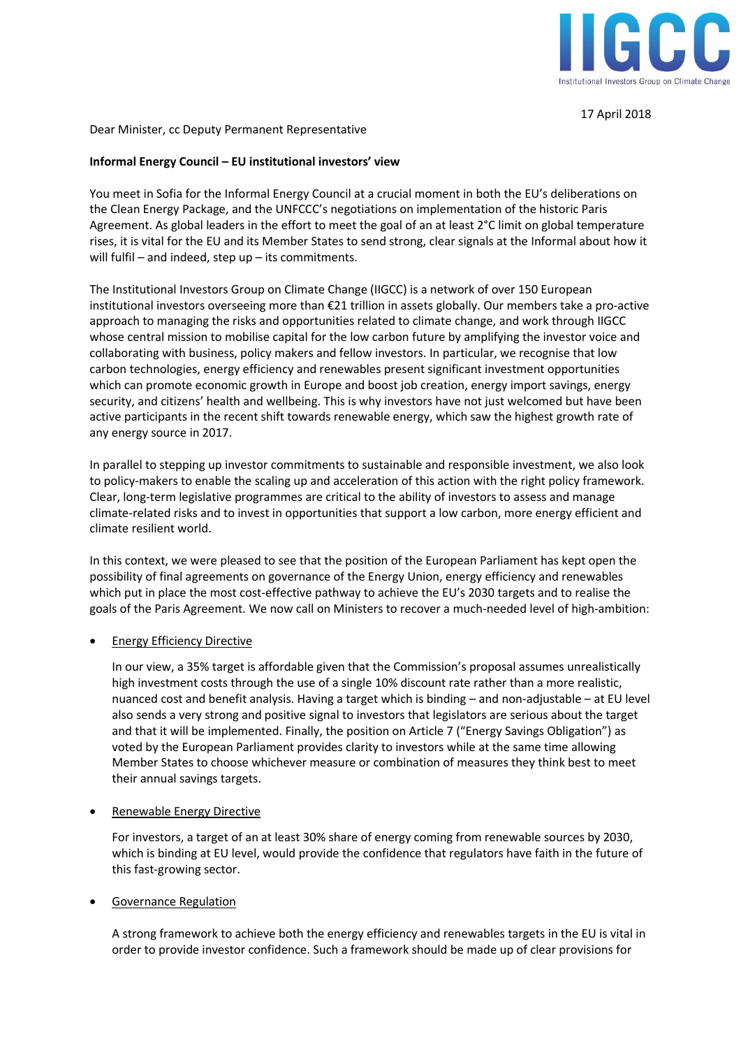17 April 2018

Dear Minister, cc Deputy Permanent Representative

**Informal Energy Council – EU institutional investors' view**

You meet in Sofia for the Informal Energy Council at a crucial moment in both the EU's deliberations on the Clean Energy Package, and the UNFCCC's negotiations on implementation of the historic Paris Agreement. As global leaders in the effort to meet the goal of an at least 2°C limit on global temperature rises, it is vital for the EU and its Member States to send strong, clear signals at the Informal about how it will fulfil – and indeed, step up – its commitments.

The Institutional Investors Group on Climate Change (IIGCC) is a network of over 150 European institutional investors overseeing more than €21 trillion in assets globally. Our members take a pro-active approach to managing the risks and opportunities related to climate change, and work through IIGCC whose central mission to mobilise capital for the low carbon future by amplifying the investor voice and collaborating with business, policy makers and fellow investors. In particular, we recognise that low carbon technologies, energy efficiency and renewables present significant investment opportunities which can promote economic growth in Europe and boost job creation, energy import savings, energy security, and citizens' health and wellbeing. This is why investors have not just welcomed but have been active participants in the recent shift towards renewable energy, which saw the highest growth rate of any energy source in 2017.

In parallel to stepping up investor commitments to sustainable and responsible investment, we also look to policy-makers to enable the scaling up and acceleration of this action with the right policy framework. Clear, long-term legislative programmes are critical to the ability of investors to assess and manage climate-related risks and to invest in opportunities that support a low carbon, more energy efficient and climate resilient world.

In this context, we were pleased to see that the position of the European Parliament has kept open the possibility of final agreements on governance of the Energy Union, energy efficiency and renewables which put in place the most cost-effective pathway to achieve the EU's 2030 targets and to realise the goals of the Paris Agreement. We now call on Ministers to recover a much-needed level of high-ambition:

- Energy Efficiency Directive

  In our view, a 35% target is affordable given that the Commission's proposal assumes unrealistically high investment costs through the use of a single 10% discount rate rather than a more realistic, nuanced cost and benefit analysis. Having a target which is binding – and non-adjustable – at EU level also sends a very strong and positive signal to investors that legislators are serious about the target and that it will be implemented. Finally, the position on Article 7 ("Energy Savings Obligation") as voted by the European Parliament provides clarity to investors while at the same time allowing Member States to choose whichever measure or combination of measures they think best to meet their annual savings targets.

- Renewable Energy Directive

  For investors, a target of an at least 30% share of energy coming from renewable sources by 2030, which is binding at EU level, would provide the confidence that regulators have faith in the future of this fast-growing sector.

- Governance Regulation

  A strong framework to achieve both the energy efficiency and renewables targets in the EU is vital in order to provide investor confidence. Such a framework should be made up of clear provisions for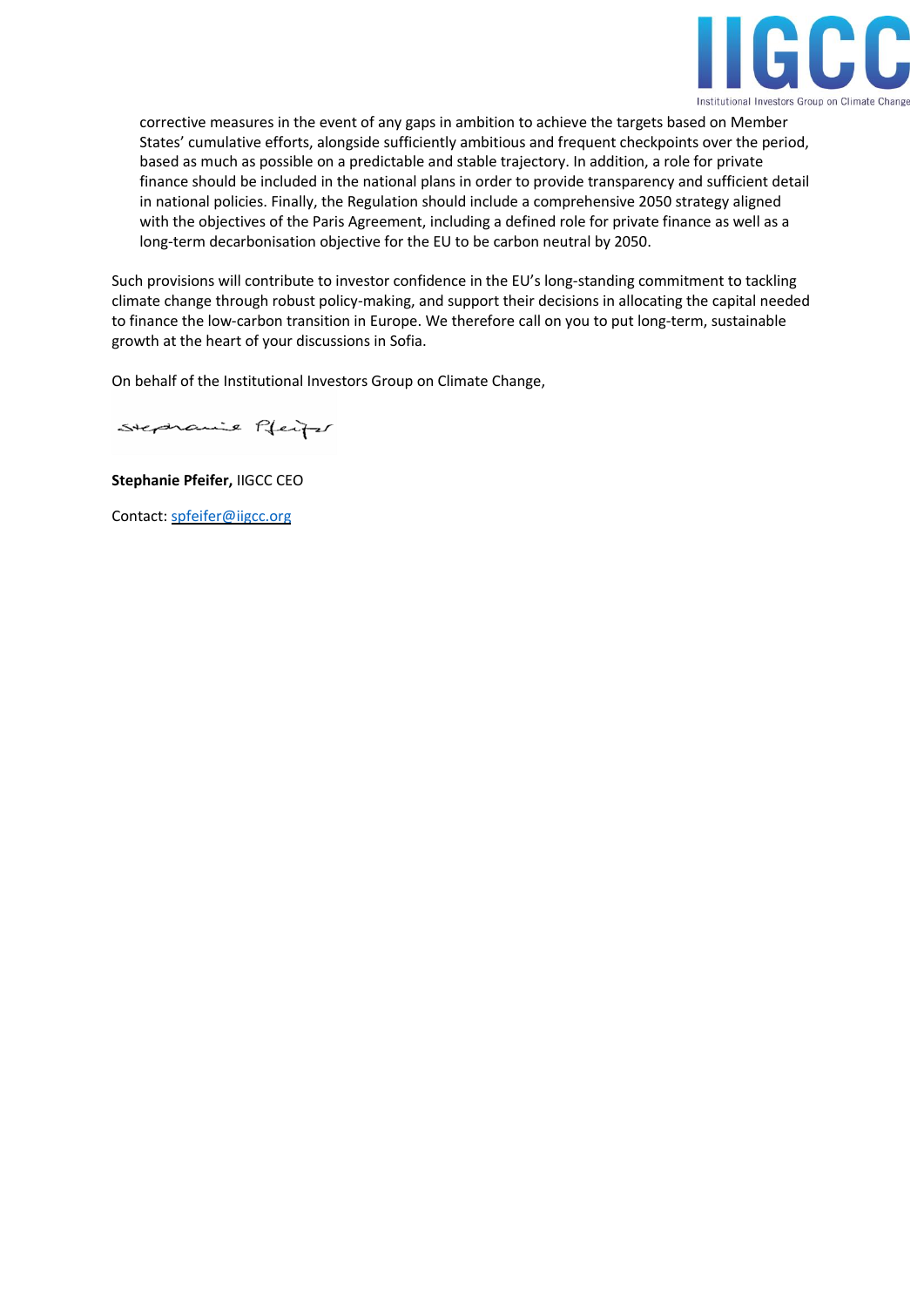corrective measures in the event of any gaps in ambition to achieve the targets based on Member States' cumulative efforts, alongside sufficiently ambitious and frequent checkpoints over the period, based as much as possible on a predictable and stable trajectory. In addition, a role for private finance should be included in the national plans in order to provide transparency and sufficient detail in national policies. Finally, the Regulation should include a comprehensive 2050 strategy aligned with the objectives of the Paris Agreement, including a defined role for private finance as well as a long-term decarbonisation objective for the EU to be carbon neutral by 2050.

Such provisions will contribute to investor confidence in the EU's long-standing commitment to tackling climate change through robust policy-making, and support their decisions in allocating the capital needed to finance the low-carbon transition in Europe. We therefore call on you to put long-term, sustainable growth at the heart of your discussions in Sofia.

On behalf of the Institutional Investors Group on Climate Change,

**Stephanie Pfeifer,** IIGCC CEO

Contact: spfeifer@iigcc.org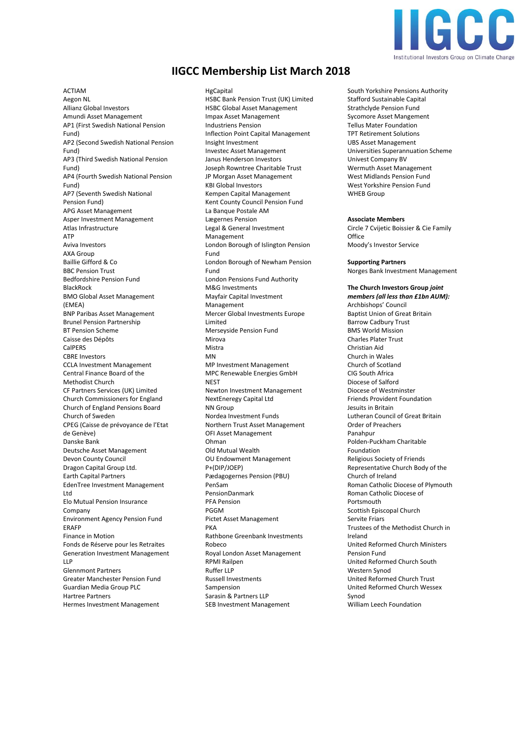# IIGCC Membership List March 2018

ACTIAM
Aegon NL
Allianz Global Investors
Amundi Asset Management
AP1 (First Swedish National Pension Fund)
AP2 (Second Swedish National Pension Fund)
AP3 (Third Swedish National Pension Fund)
AP4 (Fourth Swedish National Pension Fund)
AP7 (Seventh Swedish National Pension Fund)
APG Asset Management
Asper Investment Management
Atlas Infrastructure
ATP
Aviva Investors
AXA Group
Baillie Gifford & Co
BBC Pension Trust
Bedfordshire Pension Fund
BlackRock
BMO Global Asset Management (EMEA)
BNP Paribas Asset Management
Brunel Pension Partnership
BT Pension Scheme
Caisse des Dépôts
CalPERS
CBRE Investors
CCLA Investment Management
Central Finance Board of the Methodist Church
CF Partners Services (UK) Limited
Church Commissioners for England
Church of England Pensions Board
Church of Sweden
CPEG (Caisse de prévoyance de l'Etat de Genève)
Danske Bank
Deutsche Asset Management
Devon County Council
Dragon Capital Group Ltd.
Earth Capital Partners
EdenTree Investment Management Ltd
Elo Mutual Pension Insurance Company
Environment Agency Pension Fund
ERAFP
Finance in Motion
Fonds de Réserve pour les Retraites
Generation Investment Management LLP
Glennmont Partners
Greater Manchester Pension Fund
Guardian Media Group PLC
Hartree Partners
Hermes Investment Management
HgCapital
HSBC Bank Pension Trust (UK) Limited
HSBC Global Asset Management
Impax Asset Management
Industriens Pension
Inflection Point Capital Management
Insight Investment
Investec Asset Management
Janus Henderson Investors
Joseph Rowntree Charitable Trust
JP Morgan Asset Management
KBI Global Investors
Kempen Capital Management
Kent County Council Pension Fund
La Banque Postale AM
Lægernes Pension
Legal & General Investment Management
London Borough of Islington Pension Fund
London Borough of Newham Pension Fund
London Pensions Fund Authority
M&G Investments
Mayfair Capital Investment Management
Mercer Global Investments Europe Limited
Merseyside Pension Fund
Mirova
Mistra
MN
MP Investment Management
MPC Renewable Energies GmbH
NEST
Newton Investment Management
NextEnergy Capital Ltd
NN Group
Nordea Investment Funds
Northern Trust Asset Management
OFI Asset Management
Ohman
Old Mutual Wealth
OU Endowment Management
P+(DIP/JOEP)
Pædagogernes Pension (PBU)
PenSam
PensionDanmark
PFA Pension
PGGM
Pictet Asset Management
PKA
Rathbone Greenbank Investments
Robeco
Royal London Asset Management
RPMI Railpen
Ruffer LLP
Russell Investments
Sampension
Sarasin & Partners LLP
SEB Investment Management
South Yorkshire Pensions Authority
Stafford Sustainable Capital
Strathclyde Pension Fund
Sycomore Asset Mangement
Tellus Mater Foundation
TPT Retirement Solutions
UBS Asset Management
Universities Superannuation Scheme
Univest Company BV
Wermuth Asset Management
West Midlands Pension Fund
West Yorkshire Pension Fund
WHEB Group

**Associate Members**

Circle 7 Cvijetic Boissier & Cie Family Office
Moody's Investor Service

**Supporting Partners**

Norges Bank Investment Management

**The Church Investors Group *joint members (all less than £1bn AUM):***

Archbishops' Council
Baptist Union of Great Britain
Barrow Cadbury Trust
BMS World Mission
Charles Plater Trust
Christian Aid
Church in Wales
Church of Scotland
CIG South Africa
Diocese of Salford
Diocese of Westminster
Friends Provident Foundation
Jesuits in Britain
Lutheran Council of Great Britain
Order of Preachers
Panahpur
Polden-Puckham Charitable Foundation
Religious Society of Friends
Representative Church Body of the Church of Ireland
Roman Catholic Diocese of Plymouth
Roman Catholic Diocese of Portsmouth
Scottish Episcopal Church
Servite Friars
Trustees of the Methodist Church in Ireland
United Reformed Church Ministers Pension Fund
United Reformed Church South Western Synod
United Reformed Church Trust
United Reformed Church Wessex Synod
William Leech Foundation